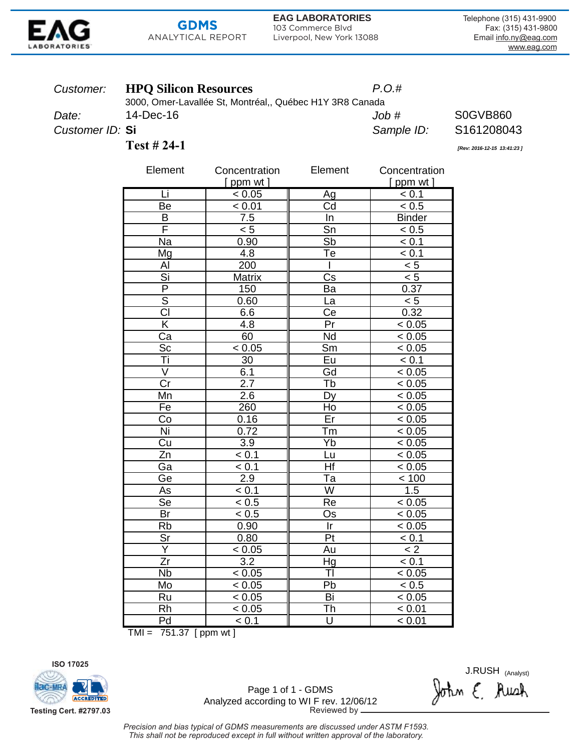**EAG LABORATORIES**

**GDMS**
ANALYTICAL REPORT

**EAG LABORATORIES**
103 Commerce Blvd
Liverpool, New York 13088

Telephone (315) 431-9900
Fax: (315) 431-9800
Email info.ny@eag.com
www.eag.com

*Customer:* **HPQ Silicon Resources** *P.O.#*
3000, Omer-Lavallée St, Montréal,, Québec H1Y 3R8 Canada

*Date:* 14-Dec-16 *Job #* S0GVB860

*Customer ID:* **Si** *Sample ID:* S161208043

**Test # 24-1**

*[Rev: 2016-12-15 13:41:23 ]*

| Element | Concentration [ ppm wt ] | Element | Concentration [ ppm wt ] |
|---|---|---|---|
| Li | < 0.05 | Ag | < 0.1 |
| Be | < 0.01 | Cd | < 0.5 |
| B | 7.5 | In | Binder |
| F | < 5 | Sn | < 0.5 |
| Na | 0.90 | Sb | < 0.1 |
| Mg | 4.8 | Te | < 0.1 |
| Al | 200 | I | < 5 |
| Si | Matrix | Cs | < 5 |
| P | 150 | Ba | 0.37 |
| S | 0.60 | La | < 5 |
| Cl | 6.6 | Ce | 0.32 |
| K | 4.8 | Pr | < 0.05 |
| Ca | 60 | Nd | < 0.05 |
| Sc | < 0.05 | Sm | < 0.05 |
| Ti | 30 | Eu | < 0.1 |
| V | 6.1 | Gd | < 0.05 |
| Cr | 2.7 | Tb | < 0.05 |
| Mn | 2.6 | Dy | < 0.05 |
| Fe | 260 | Ho | < 0.05 |
| Co | 0.16 | Er | < 0.05 |
| Ni | 0.72 | Tm | < 0.05 |
| Cu | 3.9 | Yb | < 0.05 |
| Zn | < 0.1 | Lu | < 0.05 |
| Ga | < 0.1 | Hf | < 0.05 |
| Ge | 2.9 | Ta | < 100 |
| As | < 0.1 | W | 1.5 |
| Se | < 0.5 | Re | < 0.05 |
| Br | < 0.5 | Os | < 0.05 |
| Rb | 0.90 | Ir | < 0.05 |
| Sr | 0.80 | Pt | < 0.1 |
| Y | < 0.05 | Au | < 2 |
| Zr | 3.2 | Hg | < 0.1 |
| Nb | < 0.05 | Tl | < 0.05 |
| Mo | < 0.05 | Pb | < 0.5 |
| Ru | < 0.05 | Bi | < 0.05 |
| Rh | < 0.05 | Th | < 0.01 |
| Pd | < 0.1 | U | < 0.01 |

TMI = 751.37 [ ppm wt ]

ISO 17025
ACCREDITED
Testing Cert. #2797.03

Analyzed according to WI F rev. 12/06/12

J.RUSH (Analyst)

Reviewed by John E. Rush

*Precision and bias typical of GDMS measurements are discussed under ASTM F1593.*
*This shall not be reproduced except in full without written approval of the laboratory.*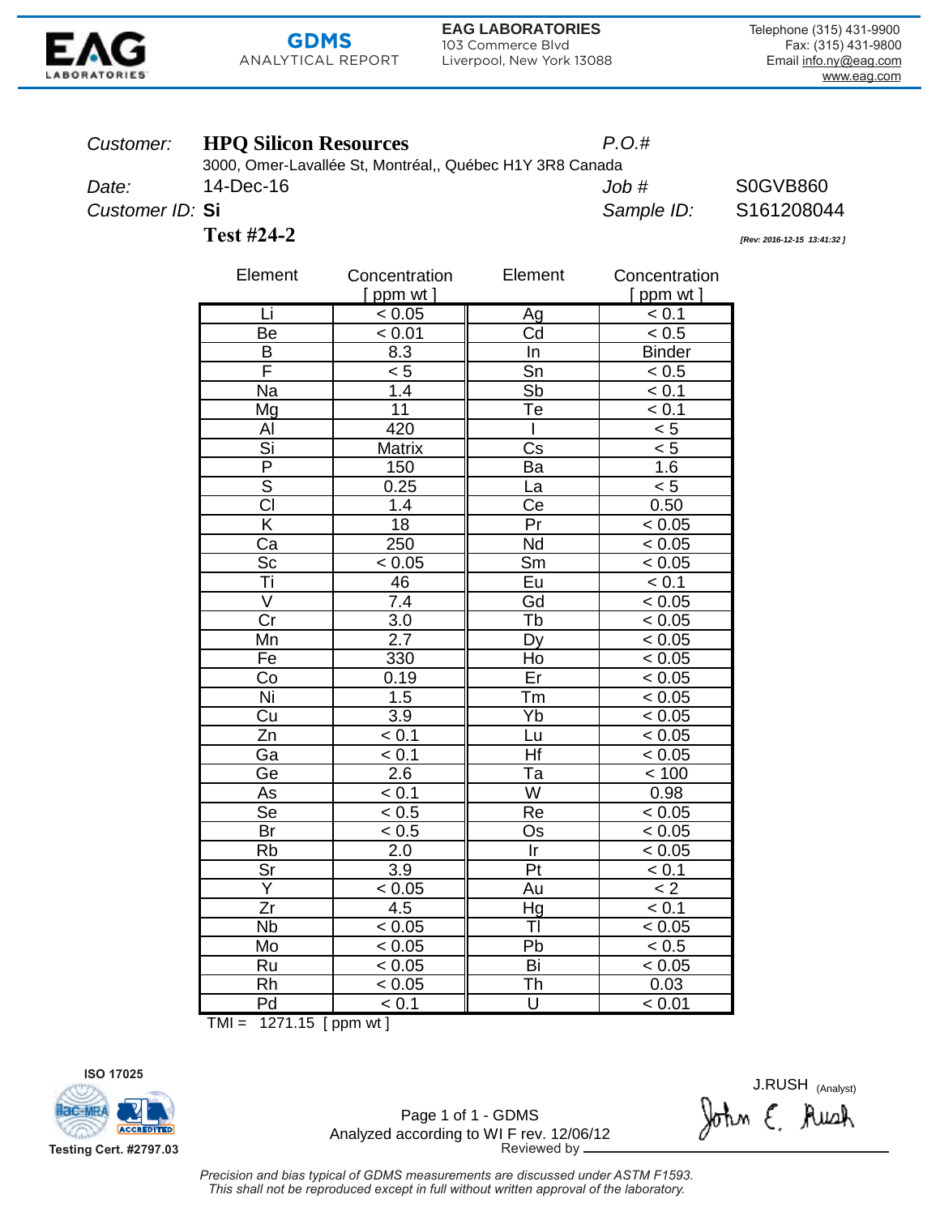**EAG LABORATORIES**

**GDMS** ANALYTICAL REPORT

**EAG LABORATORIES**
103 Commerce Blvd
Liverpool, New York 13088

Telephone (315) 431-9900
Fax: (315) 431-9800
Email info.ny@eag.com
www.eag.com

*Customer:* **HPQ Silicon Resources**
3000, Omer-Lavallée St, Montréal,, Québec H1Y 3R8 Canada

*P.O.#*

*Date:* 14-Dec-16

*Job #* S0GVB860

*Customer ID:* **Si**

*Sample ID:* S161208044

**Test #24-2**

*[Rev: 2016-12-15 13:41:32 ]*

| Element | Concentration [ ppm wt ] | Element | Concentration [ ppm wt ] |
|---|---|---|---|
| Li | < 0.05 | Ag | < 0.1 |
| Be | < 0.01 | Cd | < 0.5 |
| B | 8.3 | In | Binder |
| F | < 5 | Sn | < 0.5 |
| Na | 1.4 | Sb | < 0.1 |
| Mg | 11 | Te | < 0.1 |
| Al | 420 | I | < 5 |
| Si | Matrix | Cs | < 5 |
| P | 150 | Ba | 1.6 |
| S | 0.25 | La | < 5 |
| Cl | 1.4 | Ce | 0.50 |
| K | 18 | Pr | < 0.05 |
| Ca | 250 | Nd | < 0.05 |
| Sc | < 0.05 | Sm | < 0.05 |
| Ti | 46 | Eu | < 0.1 |
| V | 7.4 | Gd | < 0.05 |
| Cr | 3.0 | Tb | < 0.05 |
| Mn | 2.7 | Dy | < 0.05 |
| Fe | 330 | Ho | < 0.05 |
| Co | 0.19 | Er | < 0.05 |
| Ni | 1.5 | Tm | < 0.05 |
| Cu | 3.9 | Yb | < 0.05 |
| Zn | < 0.1 | Lu | < 0.05 |
| Ga | < 0.1 | Hf | < 0.05 |
| Ge | 2.6 | Ta | < 100 |
| As | < 0.1 | W | 0.98 |
| Se | < 0.5 | Re | < 0.05 |
| Br | < 0.5 | Os | < 0.05 |
| Rb | 2.0 | Ir | < 0.05 |
| Sr | 3.9 | Pt | < 0.1 |
| Y | < 0.05 | Au | < 2 |
| Zr | 4.5 | Hg | < 0.1 |
| Nb | < 0.05 | Tl | < 0.05 |
| Mo | < 0.05 | Pb | < 0.5 |
| Ru | < 0.05 | Bi | < 0.05 |
| Rh | < 0.05 | Th | 0.03 |
| Pd | < 0.1 | U | < 0.01 |

TMI = 1271.15 [ ppm wt ]

ISO 17025

Testing Cert. #2797.03

J.RUSH (Analyst)

Analyzed according to WI F rev. 12/06/12

Reviewed by

*Precision and bias typical of GDMS measurements are discussed under ASTM F1593.*
*This shall not be reproduced except in full without written approval of the laboratory.*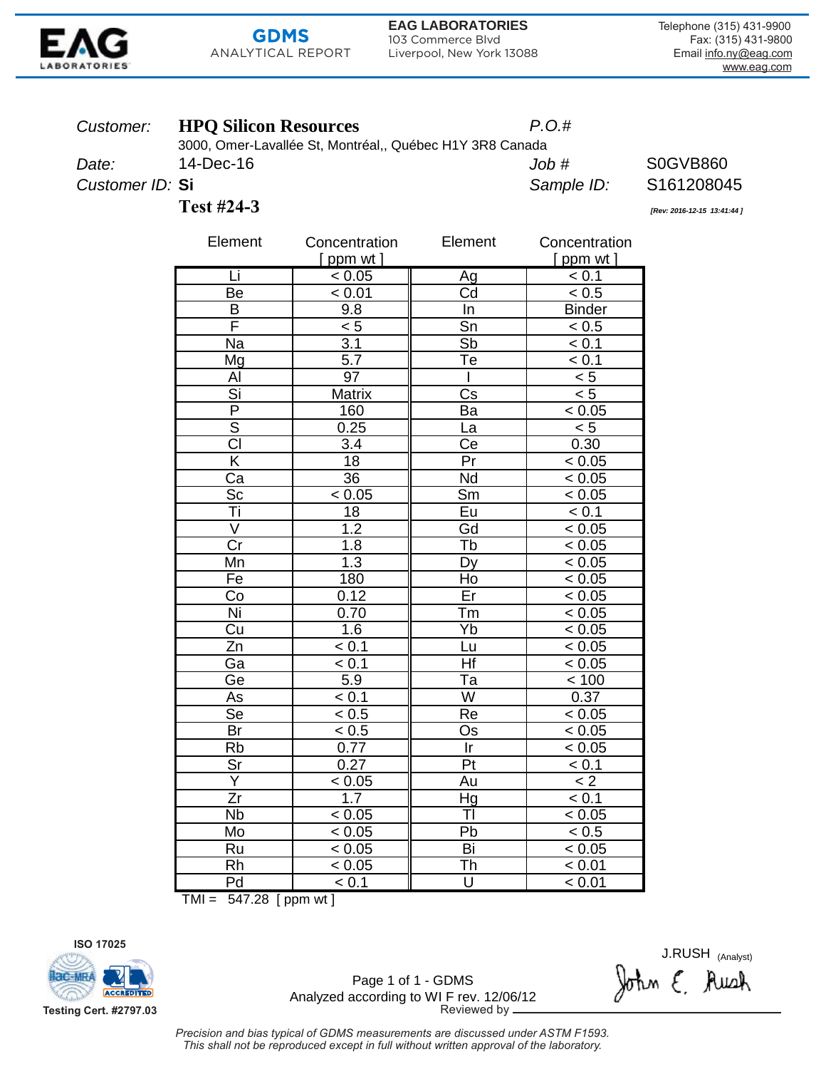**EAG LABORATORIES**

**GDMS**
ANALYTICAL REPORT

**EAG LABORATORIES**
103 Commerce Blvd
Liverpool, New York 13088

Telephone (315) 431-9900
Fax: (315) 431-9800
Email info.ny@eag.com
www.eag.com

*Customer:* **HPQ Silicon Resources**
3000, Omer-Lavallée St, Montréal,, Québec H1Y 3R8 Canada

*P.O.#*

*Date:* 14-Dec-16

*Job #* S0GVB860

*Customer ID:* **Si**

*Sample ID:* S161208045

**Test #24-3**

*[Rev: 2016-12-15 13:41:44 ]*

| Element | Concentration [ ppm wt ] | Element | Concentration [ ppm wt ] |
|---|---|---|---|
| Li | < 0.05 | Ag | < 0.1 |
| Be | < 0.01 | Cd | < 0.5 |
| B | 9.8 | In | Binder |
| F | < 5 | Sn | < 0.5 |
| Na | 3.1 | Sb | < 0.1 |
| Mg | 5.7 | Te | < 0.1 |
| Al | 97 | I | < 5 |
| Si | Matrix | Cs | < 5 |
| P | 160 | Ba | < 0.05 |
| S | 0.25 | La | < 5 |
| Cl | 3.4 | Ce | 0.30 |
| K | 18 | Pr | < 0.05 |
| Ca | 36 | Nd | < 0.05 |
| Sc | < 0.05 | Sm | < 0.05 |
| Ti | 18 | Eu | < 0.1 |
| V | 1.2 | Gd | < 0.05 |
| Cr | 1.8 | Tb | < 0.05 |
| Mn | 1.3 | Dy | < 0.05 |
| Fe | 180 | Ho | < 0.05 |
| Co | 0.12 | Er | < 0.05 |
| Ni | 0.70 | Tm | < 0.05 |
| Cu | 1.6 | Yb | < 0.05 |
| Zn | < 0.1 | Lu | < 0.05 |
| Ga | < 0.1 | Hf | < 0.05 |
| Ge | 5.9 | Ta | < 100 |
| As | < 0.1 | W | 0.37 |
| Se | < 0.5 | Re | < 0.05 |
| Br | < 0.5 | Os | < 0.05 |
| Rb | 0.77 | Ir | < 0.05 |
| Sr | 0.27 | Pt | < 0.1 |
| Y | < 0.05 | Au | < 2 |
| Zr | 1.7 | Hg | < 0.1 |
| Nb | < 0.05 | Tl | < 0.05 |
| Mo | < 0.05 | Pb | < 0.5 |
| Ru | < 0.05 | Bi | < 0.05 |
| Rh | < 0.05 | Th | < 0.01 |
| Pd | < 0.1 | U | < 0.01 |

TMI = 547.28 [ ppm wt ]

ISO 17025

Testing Cert. #2797.03

Page 1 of 1 - GDMS
Analyzed according to WI F rev. 12/06/12

J.RUSH (Analyst)

Reviewed by

*Precision and bias typical of GDMS measurements are discussed under ASTM F1593.*
*This shall not be reproduced except in full without written approval of the laboratory.*